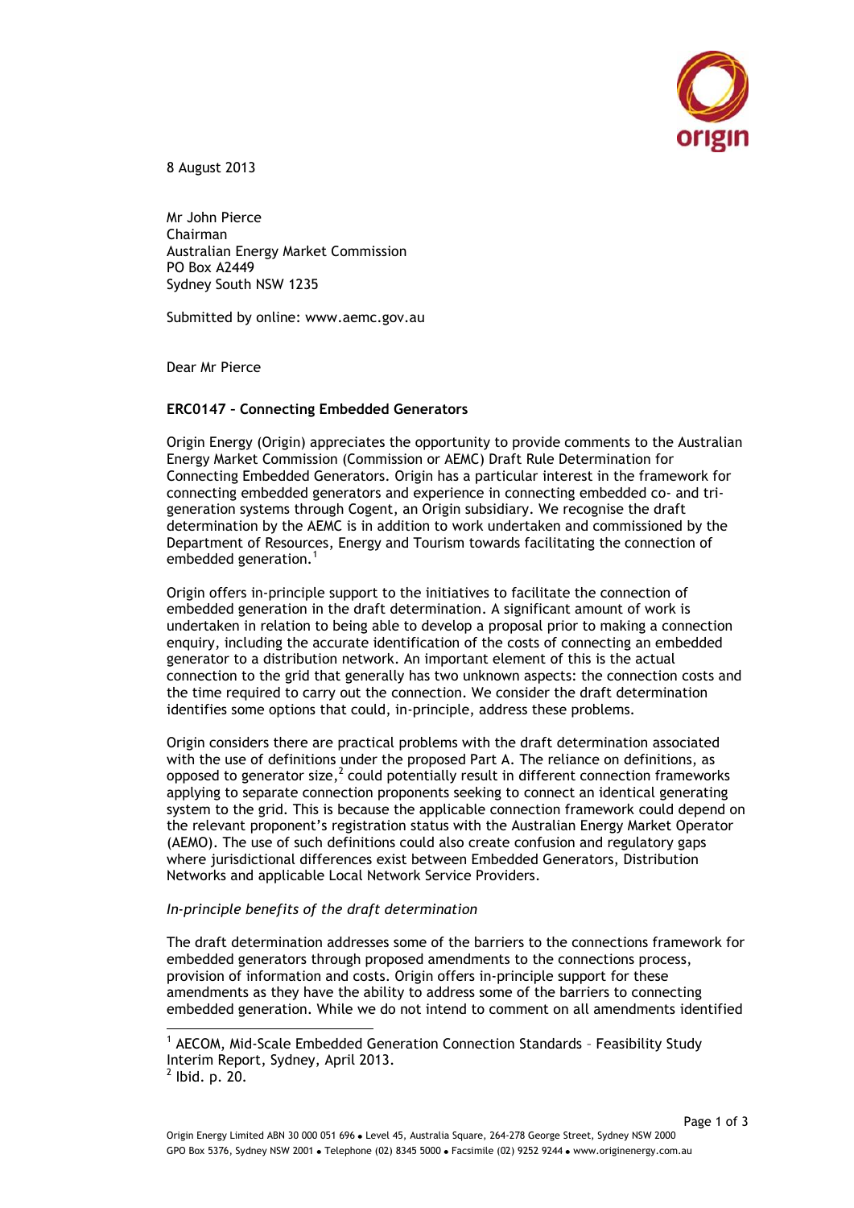8 August 2013

Mr John Pierce
Chairman
Australian Energy Market Commission
PO Box A2449
Sydney South NSW 1235

Submitted by online: www.aemc.gov.au

Dear Mr Pierce

**ERC0147 – Connecting Embedded Generators**

Origin Energy (Origin) appreciates the opportunity to provide comments to the Australian Energy Market Commission (Commission or AEMC) Draft Rule Determination for Connecting Embedded Generators. Origin has a particular interest in the framework for connecting embedded generators and experience in connecting embedded co- and tri-generation systems through Cogent, an Origin subsidiary. We recognise the draft determination by the AEMC is in addition to work undertaken and commissioned by the Department of Resources, Energy and Tourism towards facilitating the connection of embedded generation.[1]

Origin offers in-principle support to the initiatives to facilitate the connection of embedded generation in the draft determination. A significant amount of work is undertaken in relation to being able to develop a proposal prior to making a connection enquiry, including the accurate identification of the costs of connecting an embedded generator to a distribution network. An important element of this is the actual connection to the grid that generally has two unknown aspects: the connection costs and the time required to carry out the connection. We consider the draft determination identifies some options that could, in-principle, address these problems.

Origin considers there are practical problems with the draft determination associated with the use of definitions under the proposed Part A. The reliance on definitions, as opposed to generator size,[2] could potentially result in different connection frameworks applying to separate connection proponents seeking to connect an identical generating system to the grid. This is because the applicable connection framework could depend on the relevant proponent's registration status with the Australian Energy Market Operator (AEMO). The use of such definitions could also create confusion and regulatory gaps where jurisdictional differences exist between Embedded Generators, Distribution Networks and applicable Local Network Service Providers.

*In-principle benefits of the draft determination*

The draft determination addresses some of the barriers to the connections framework for embedded generators through proposed amendments to the connections process, provision of information and costs. Origin offers in-principle support for these amendments as they have the ability to address some of the barriers to connecting embedded generation. While we do not intend to comment on all amendments identified

---

[1] AECOM, Mid-Scale Embedded Generation Connection Standards – Feasibility Study Interim Report, Sydney, April 2013.

[2] Ibid. p. 20.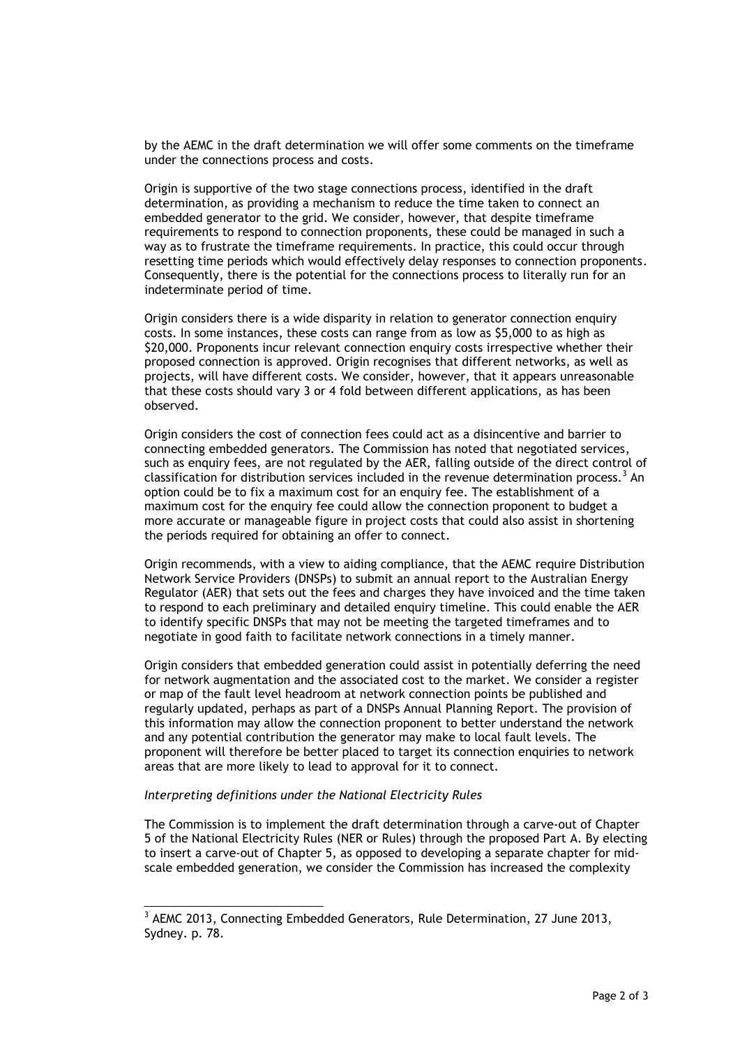by the AEMC in the draft determination we will offer some comments on the timeframe under the connections process and costs.

Origin is supportive of the two stage connections process, identified in the draft determination, as providing a mechanism to reduce the time taken to connect an embedded generator to the grid. We consider, however, that despite timeframe requirements to respond to connection proponents, these could be managed in such a way as to frustrate the timeframe requirements. In practice, this could occur through resetting time periods which would effectively delay responses to connection proponents. Consequently, there is the potential for the connections process to literally run for an indeterminate period of time.

Origin considers there is a wide disparity in relation to generator connection enquiry costs. In some instances, these costs can range from as low as $5,000 to as high as $20,000. Proponents incur relevant connection enquiry costs irrespective whether their proposed connection is approved. Origin recognises that different networks, as well as projects, will have different costs. We consider, however, that it appears unreasonable that these costs should vary 3 or 4 fold between different applications, as has been observed.

Origin considers the cost of connection fees could act as a disincentive and barrier to connecting embedded generators. The Commission has noted that negotiated services, such as enquiry fees, are not regulated by the AER, falling outside of the direct control of classification for distribution services included in the revenue determination process.[3] An option could be to fix a maximum cost for an enquiry fee. The establishment of a maximum cost for the enquiry fee could allow the connection proponent to budget a more accurate or manageable figure in project costs that could also assist in shortening the periods required for obtaining an offer to connect.

Origin recommends, with a view to aiding compliance, that the AEMC require Distribution Network Service Providers (DNSPs) to submit an annual report to the Australian Energy Regulator (AER) that sets out the fees and charges they have invoiced and the time taken to respond to each preliminary and detailed enquiry timeline. This could enable the AER to identify specific DNSPs that may not be meeting the targeted timeframes and to negotiate in good faith to facilitate network connections in a timely manner.

Origin considers that embedded generation could assist in potentially deferring the need for network augmentation and the associated cost to the market. We consider a register or map of the fault level headroom at network connection points be published and regularly updated, perhaps as part of a DNSPs Annual Planning Report. The provision of this information may allow the connection proponent to better understand the network and any potential contribution the generator may make to local fault levels. The proponent will therefore be better placed to target its connection enquiries to network areas that are more likely to lead to approval for it to connect.

*Interpreting definitions under the National Electricity Rules*

The Commission is to implement the draft determination through a carve-out of Chapter 5 of the National Electricity Rules (NER or Rules) through the proposed Part A. By electing to insert a carve-out of Chapter 5, as opposed to developing a separate chapter for mid-scale embedded generation, we consider the Commission has increased the complexity

---

[3] AEMC 2013, Connecting Embedded Generators, Rule Determination, 27 June 2013, Sydney. p. 78.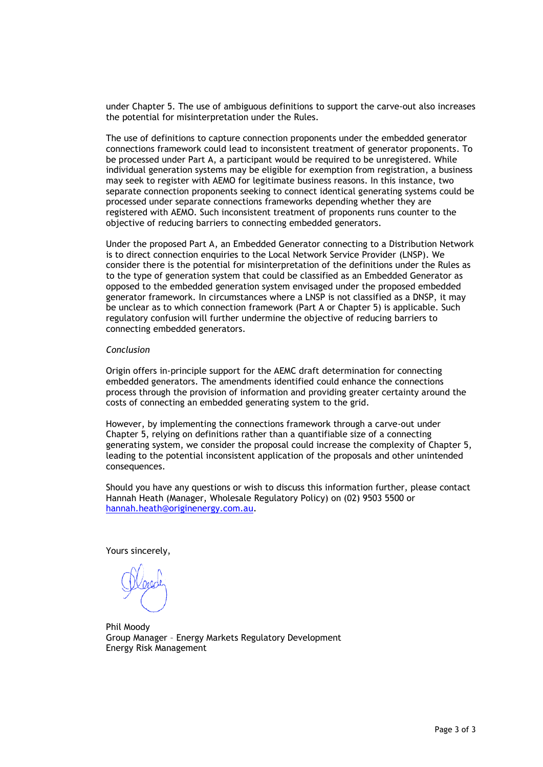under Chapter 5. The use of ambiguous definitions to support the carve-out also increases the potential for misinterpretation under the Rules.

The use of definitions to capture connection proponents under the embedded generator connections framework could lead to inconsistent treatment of generator proponents. To be processed under Part A, a participant would be required to be unregistered. While individual generation systems may be eligible for exemption from registration, a business may seek to register with AEMO for legitimate business reasons. In this instance, two separate connection proponents seeking to connect identical generating systems could be processed under separate connections frameworks depending whether they are registered with AEMO. Such inconsistent treatment of proponents runs counter to the objective of reducing barriers to connecting embedded generators.

Under the proposed Part A, an Embedded Generator connecting to a Distribution Network is to direct connection enquiries to the Local Network Service Provider (LNSP). We consider there is the potential for misinterpretation of the definitions under the Rules as to the type of generation system that could be classified as an Embedded Generator as opposed to the embedded generation system envisaged under the proposed embedded generator framework. In circumstances where a LNSP is not classified as a DNSP, it may be unclear as to which connection framework (Part A or Chapter 5) is applicable. Such regulatory confusion will further undermine the objective of reducing barriers to connecting embedded generators.

*Conclusion*

Origin offers in-principle support for the AEMC draft determination for connecting embedded generators. The amendments identified could enhance the connections process through the provision of information and providing greater certainty around the costs of connecting an embedded generating system to the grid.

However, by implementing the connections framework through a carve-out under Chapter 5, relying on definitions rather than a quantifiable size of a connecting generating system, we consider the proposal could increase the complexity of Chapter 5, leading to the potential inconsistent application of the proposals and other unintended consequences.

Should you have any questions or wish to discuss this information further, please contact Hannah Heath (Manager, Wholesale Regulatory Policy) on (02) 9503 5500 or hannah.heath@originenergy.com.au.

Yours sincerely,

Phil Moody
Group Manager – Energy Markets Regulatory Development
Energy Risk Management